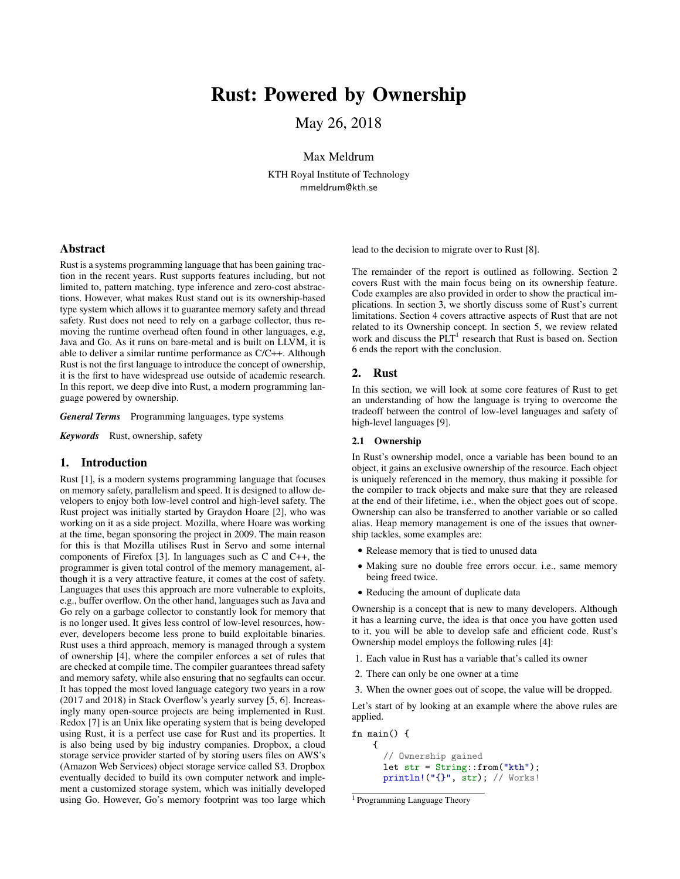# Rust: Powered by Ownership

May 26, 2018

Max Meldrum

KTH Royal Institute of Technology
mmeldrum@kth.se

## Abstract

Rust is a systems programming language that has been gaining traction in the recent years. Rust supports features including, but not limited to, pattern matching, type inference and zero-cost abstractions. However, what makes Rust stand out is its ownership-based type system which allows it to guarantee memory safety and thread safety. Rust does not need to rely on a garbage collector, thus removing the runtime overhead often found in other languages, e.g, Java and Go. As it runs on bare-metal and is built on LLVM, it is able to deliver a similar runtime performance as C/C++. Although Rust is not the first language to introduce the concept of ownership, it is the first to have widespread use outside of academic research. In this report, we deep dive into Rust, a modern programming language powered by ownership.

***General Terms*** Programming languages, type systems

***Keywords*** Rust, ownership, safety

## 1. Introduction

Rust [1], is a modern systems programming language that focuses on memory safety, parallelism and speed. It is designed to allow developers to enjoy both low-level control and high-level safety. The Rust project was initially started by Graydon Hoare [2], who was working on it as a side project. Mozilla, where Hoare was working at the time, began sponsoring the project in 2009. The main reason for this is that Mozilla utilises Rust in Servo and some internal components of Firefox [3]. In languages such as C and C++, the programmer is given total control of the memory management, although it is a very attractive feature, it comes at the cost of safety. Languages that uses this approach are more vulnerable to exploits, e.g., buffer overflow. On the other hand, languages such as Java and Go rely on a garbage collector to constantly look for memory that is no longer used. It gives less control of low-level resources, however, developers become less prone to build exploitable binaries. Rust uses a third approach, memory is managed through a system of ownership [4], where the compiler enforces a set of rules that are checked at compile time. The compiler guarantees thread safety and memory safety, while also ensuring that no segfaults can occur. It has topped the most loved language category two years in a row (2017 and 2018) in Stack Overflow's yearly survey [5, 6]. Increasingly many open-source projects are being implemented in Rust. Redox [7] is an Unix like operating system that is being developed using Rust, it is a perfect use case for Rust and its properties. It is also being used by big industry companies. Dropbox, a cloud storage service provider started of by storing users files on AWS's (Amazon Web Services) object storage service called S3. Dropbox eventually decided to build its own computer network and implement a customized storage system, which was initially developed using Go. However, Go's memory footprint was too large which lead to the decision to migrate over to Rust [8].

The remainder of the report is outlined as following. Section 2 covers Rust with the main focus being on its ownership feature. Code examples are also provided in order to show the practical implications. In section 3, we shortly discuss some of Rust's current limitations. Section 4 covers attractive aspects of Rust that are not related to its Ownership concept. In section 5, we review related work and discuss the PLT[1] research that Rust is based on. Section 6 ends the report with the conclusion.

## 2. Rust

In this section, we will look at some core features of Rust to get an understanding of how the language is trying to overcome the tradeoff between the control of low-level languages and safety of high-level languages [9].

### 2.1 Ownership

In Rust's ownership model, once a variable has been bound to an object, it gains an exclusive ownership of the resource. Each object is uniquely referenced in the memory, thus making it possible for the compiler to track objects and make sure that they are released at the end of their lifetime, i.e., when the object goes out of scope. Ownership can also be transferred to another variable or so called alias. Heap memory management is one of the issues that ownership tackles, some examples are:

- Release memory that is tied to unused data
- Making sure no double free errors occur. i.e., same memory being freed twice.
- Reducing the amount of duplicate data

Ownership is a concept that is new to many developers. Although it has a learning curve, the idea is that once you have gotten used to it, you will be able to develop safe and efficient code. Rust's Ownership model employs the following rules [4]:

1. Each value in Rust has a variable that's called its owner
2. There can only be one owner at a time
3. When the owner goes out of scope, the value will be dropped.

Let's start of by looking at an example where the above rules are applied.

```
fn main() {
    {
      // Ownership gained
      let str = String::from("kth");
      println!("{}", str); // Works!
```

[1] Programming Language Theory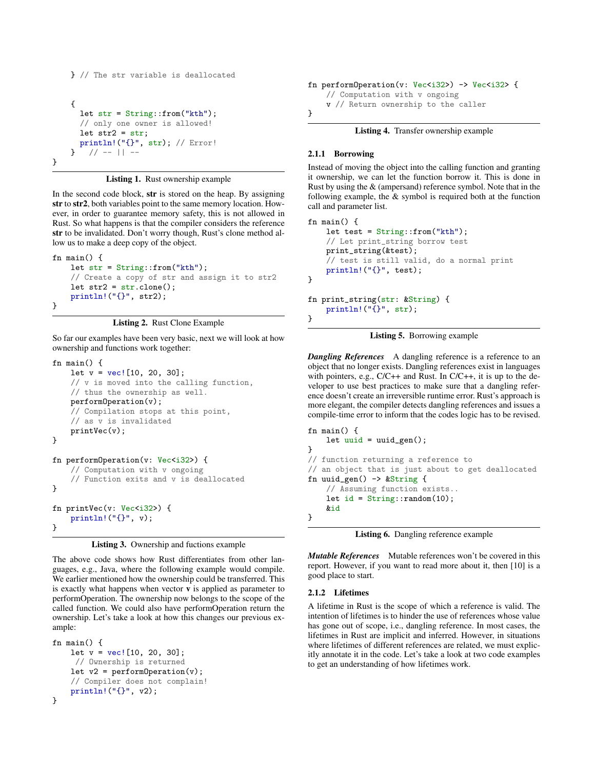```
    } // The str variable is deallocated


    {
      let str = String::from("kth");
      // only one owner is allowed!
      let str2 = str;
      println!("{}", str); // Error!
    }   // -- || --
}
```

**Listing 1.** Rust ownership example

In the second code block, **str** is stored on the heap. By assigning **str** to **str2**, both variables point to the same memory location. However, in order to guarantee memory safety, this is not allowed in Rust. So what happens is that the compiler considers the reference **str** to be invalidated. Don't worry though, Rust's clone method allow us to make a deep copy of the object.

```
fn main() {
    let str = String::from("kth");
    // Create a copy of str and assign it to str2
    let str2 = str.clone();
    println!("{}", str2);
}
```

**Listing 2.** Rust Clone Example

So far our examples have been very basic, next we will look at how ownership and functions work together:

```
fn main() {
    let v = vec![10, 20, 30];
    // v is moved into the calling function,
    // thus the ownership as well.
    performOperation(v);
    // Compilation stops at this point,
    // as v is invalidated
    printVec(v);
}

fn performOperation(v: Vec<i32>) {
    // Computation with v ongoing
    // Function exits and v is deallocated
}

fn printVec(v: Vec<i32>) {
    println!("{}", v);
}
```

**Listing 3.** Ownership and fuctions example

The above code shows how Rust differentiates from other languages, e.g., Java, where the following example would compile. We earlier mentioned how the ownership could be transferred. This is exactly what happens when vector **v** is applied as parameter to performOperation. The ownership now belongs to the scope of the called function. We could also have performOperation return the ownership. Let's take a look at how this changes our previous example:

```
fn main() {
    let v = vec![10, 20, 30];
     // Ownership is returned
    let v2 = performOperation(v);
    // Compiler does not complain!
    println!("{}", v2);
}

fn performOperation(v: Vec<i32>) -> Vec<i32> {
    // Computation with v ongoing
    v // Return ownership to the caller
}
```

**Listing 4.** Transfer ownership example

### 2.1.1 Borrowing

Instead of moving the object into the calling function and granting it ownership, we can let the function borrow it. This is done in Rust by using the & (ampersand) reference symbol. Note that in the following example, the & symbol is required both at the function call and parameter list.

```
fn main() {
    let test = String::from("kth");
    // Let print_string borrow test
    print_string(&test);
    // test is still valid, do a normal print
    println!("{}", test);
}

fn print_string(str: &String) {
    println!("{}", str);
}
```

**Listing 5.** Borrowing example

***Dangling References*** A dangling reference is a reference to an object that no longer exists. Dangling references exist in languages with pointers, e.g., C/C++ and Rust. In C/C++, it is up to the developer to use best practices to make sure that a dangling reference doesn't create an irreversible runtime error. Rust's approach is more elegant, the compiler detects dangling references and issues a compile-time error to inform that the codes logic has to be revised.

```
fn main() {
    let uuid = uuid_gen();
}
// function returning a reference to
// an object that is just about to get deallocated
fn uuid_gen() -> &String {
    // Assuming function exists..
    let id = String::random(10);
    &id
}
```

**Listing 6.** Dangling reference example

***Mutable References*** Mutable references won't be covered in this report. However, if you want to read more about it, then [10] is a good place to start.

### 2.1.2 Lifetimes

A lifetime in Rust is the scope of which a reference is valid. The intention of lifetimes is to hinder the use of references whose value has gone out of scope, i.e., dangling reference. In most cases, the lifetimes in Rust are implicit and inferred. However, in situations where lifetimes of different references are related, we must explicitly annotate it in the code. Let's take a look at two code examples to get an understanding of how lifetimes work.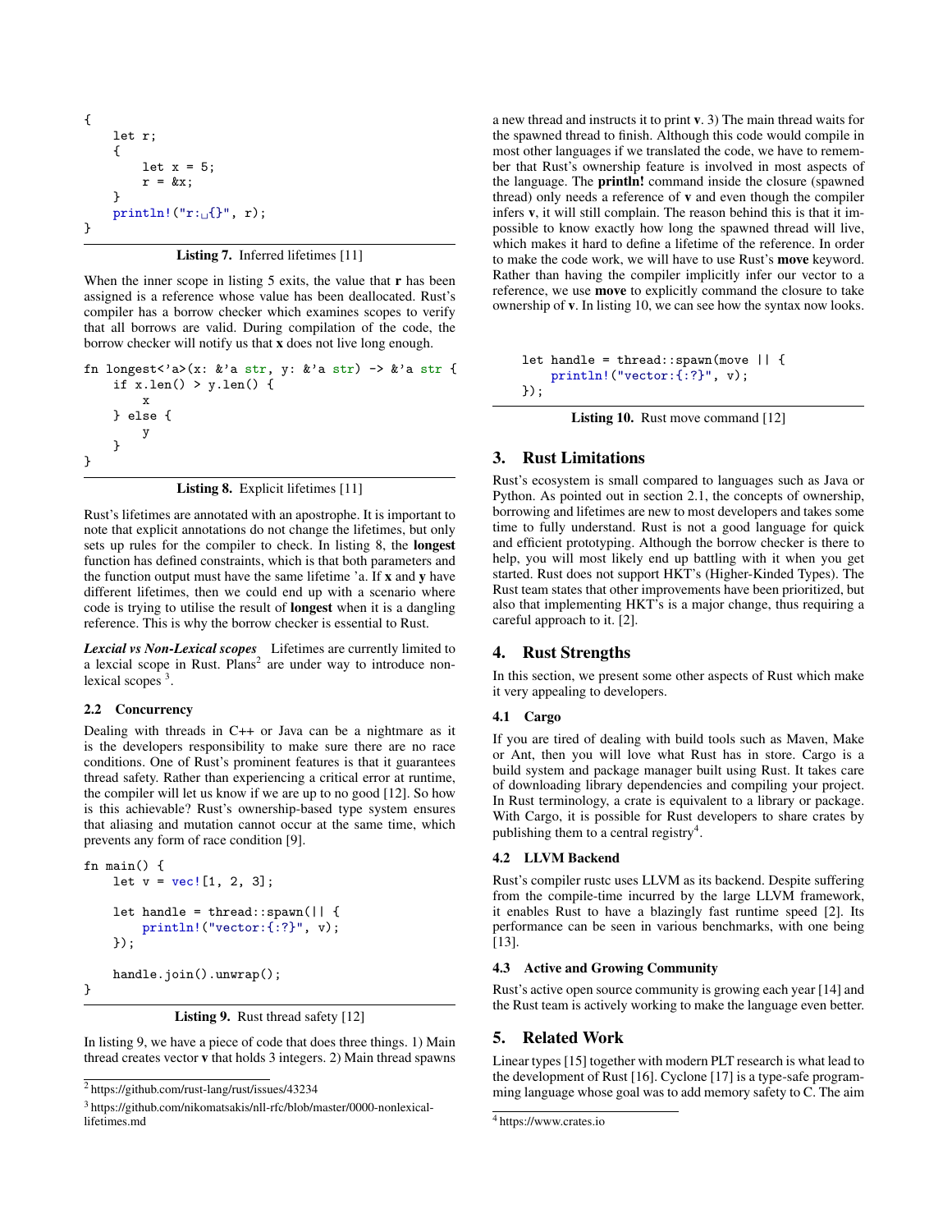```
{
    let r;
    {
        let x = 5;
        r = &x;
    }
    println!("r: {}", r);
}
```

**Listing 7.** Inferred lifetimes [11]

When the inner scope in listing 5 exits, the value that **r** has been assigned is a reference whose value has been deallocated. Rust's compiler has a borrow checker which examines scopes to verify that all borrows are valid. During compilation of the code, the borrow checker will notify us that **x** does not live long enough.

```
fn longest<'a>(x: &'a str, y: &'a str) -> &'a str {
    if x.len() > y.len() {
        x
    } else {
        y
    }
}
```

**Listing 8.** Explicit lifetimes [11]

Rust's lifetimes are annotated with an apostrophe. It is important to note that explicit annotations do not change the lifetimes, but only sets up rules for the compiler to check. In listing 8, the **longest** function has defined constraints, which is that both parameters and the function output must have the same lifetime 'a. If **x** and **y** have different lifetimes, then we could end up with a scenario where code is trying to utilise the result of **longest** when it is a dangling reference. This is why the borrow checker is essential to Rust.

***Lexcial vs Non-Lexical scopes*** Lifetimes are currently limited to a lexcial scope in Rust. Plans[2] are under way to introduce non-lexical scopes [3].

### 2.2 Concurrency

Dealing with threads in C++ or Java can be a nightmare as it is the developers responsibility to make sure there are no race conditions. One of Rust's prominent features is that it guarantees thread safety. Rather than experiencing a critical error at runtime, the compiler will let us know if we are up to no good [12]. So how is this achievable? Rust's ownership-based type system ensures that aliasing and mutation cannot occur at the same time, which prevents any form of race condition [9].

```
fn main() {
    let v = vec![1, 2, 3];

    let handle = thread::spawn(|| {
        println!("vector:{:?}", v);
    });

    handle.join().unwrap();
}
```

**Listing 9.** Rust thread safety [12]

In listing 9, we have a piece of code that does three things. 1) Main thread creates vector **v** that holds 3 integers. 2) Main thread spawns a new thread and instructs it to print **v**. 3) The main thread waits for the spawned thread to finish. Although this code would compile in most other languages if we translated the code, we have to remember that Rust's ownership feature is involved in most aspects of the language. The **println!** command inside the closure (spawned thread) only needs a reference of **v** and even though the compiler infers **v**, it will still complain. The reason behind this is that it impossible to know exactly how long the spawned thread will live, which makes it hard to define a lifetime of the reference. In order to make the code work, we will have to use Rust's **move** keyword. Rather than having the compiler implicitly infer our vector to a reference, we use **move** to explicitly command the closure to take ownership of **v**. In listing 10, we can see how the syntax now looks.

```
let handle = thread::spawn(move || {
    println!("vector:{:?}", v);
});
```

**Listing 10.** Rust move command [12]

## 3. Rust Limitations

Rust's ecosystem is small compared to languages such as Java or Python. As pointed out in section 2.1, the concepts of ownership, borrowing and lifetimes are new to most developers and takes some time to fully understand. Rust is not a good language for quick and efficient prototyping. Although the borrow checker is there to help, you will most likely end up battling with it when you get started. Rust does not support HKT's (Higher-Kinded Types). The Rust team states that other improvements have been prioritized, but also that implementing HKT's is a major change, thus requiring a careful approach to it. [2].

## 4. Rust Strengths

In this section, we present some other aspects of Rust which make it very appealing to developers.

### 4.1 Cargo

If you are tired of dealing with build tools such as Maven, Make or Ant, then you will love what Rust has in store. Cargo is a build system and package manager built using Rust. It takes care of downloading library dependencies and compiling your project. In Rust terminology, a crate is equivalent to a library or package. With Cargo, it is possible for Rust developers to share crates by publishing them to a central registry[4].

### 4.2 LLVM Backend

Rust's compiler rustc uses LLVM as its backend. Despite suffering from the compile-time incurred by the large LLVM framework, it enables Rust to have a blazingly fast runtime speed [2]. Its performance can be seen in various benchmarks, with one being [13].

### 4.3 Active and Growing Community

Rust's active open source community is growing each year [14] and the Rust team is actively working to make the language even better.

## 5. Related Work

Linear types [15] together with modern PLT research is what lead to the development of Rust [16]. Cyclone [17] is a type-safe programming language whose goal was to add memory safety to C. The aim

---

[2] https://github.com/rust-lang/rust/issues/43234

[3] https://github.com/nikomatsakis/nll-rfc/blob/master/0000-nonlexical-lifetimes.md

[4] https://www.crates.io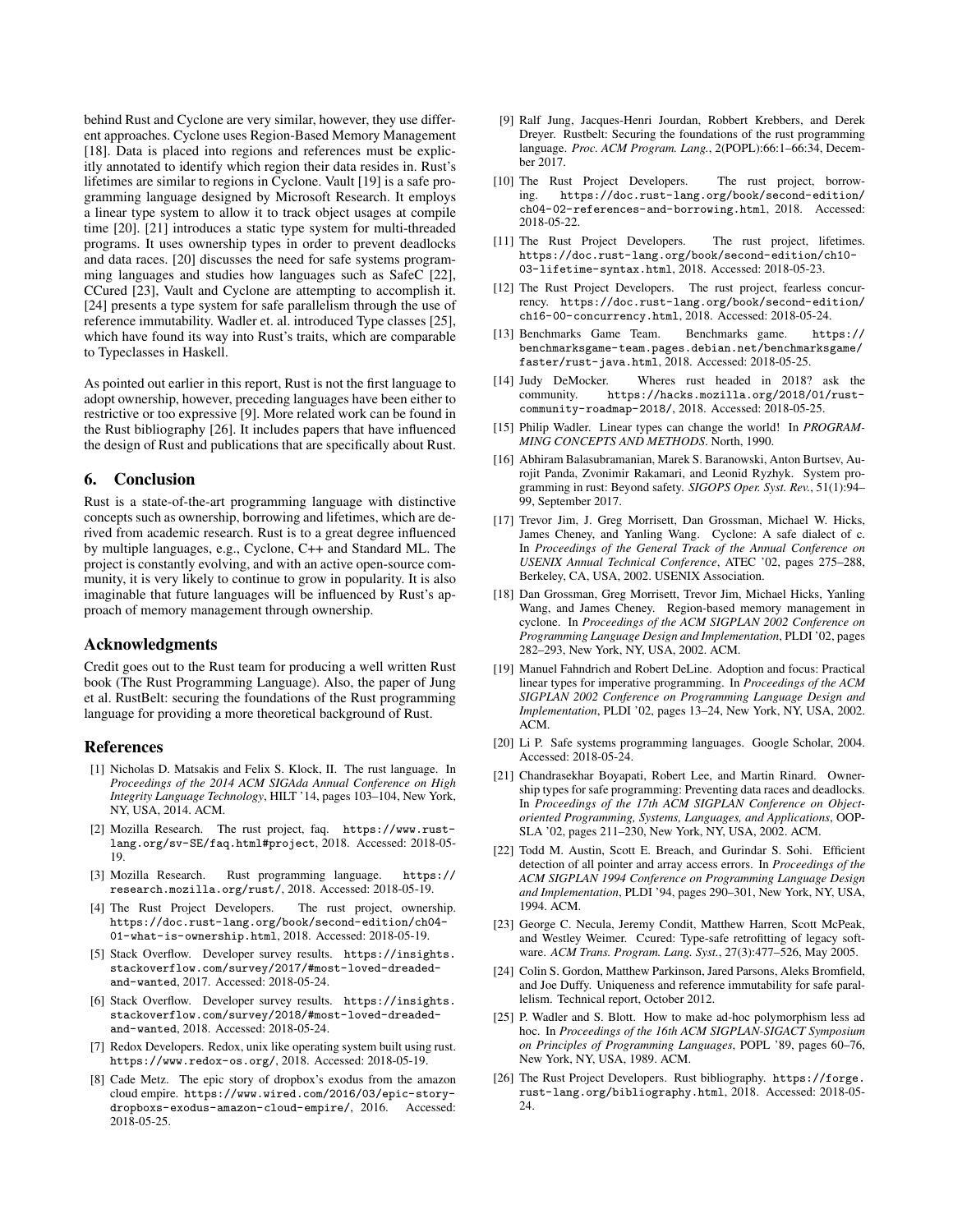behind Rust and Cyclone are very similar, however, they use different approaches. Cyclone uses Region-Based Memory Management [18]. Data is placed into regions and references must be explicitly annotated to identify which region their data resides in. Rust's lifetimes are similar to regions in Cyclone. Vault [19] is a safe programming language designed by Microsoft Research. It employs a linear type system to allow it to track object usages at compile time [20]. [21] introduces a static type system for multi-threaded programs. It uses ownership types in order to prevent deadlocks and data races. [20] discusses the need for safe systems programming languages and studies how languages such as SafeC [22], CCured [23], Vault and Cyclone are attempting to accomplish it. [24] presents a type system for safe parallelism through the use of reference immutability. Wadler et. al. introduced Type classes [25], which have found its way into Rust's traits, which are comparable to Typeclasses in Haskell.

As pointed out earlier in this report, Rust is not the first language to adopt ownership, however, preceding languages have been either to restrictive or too expressive [9]. More related work can be found in the Rust bibliography [26]. It includes papers that have influenced the design of Rust and publications that are specifically about Rust.

## 6. Conclusion

Rust is a state-of-the-art programming language with distinctive concepts such as ownership, borrowing and lifetimes, which are derived from academic research. Rust is to a great degree influenced by multiple languages, e.g., Cyclone, C++ and Standard ML. The project is constantly evolving, and with an active open-source community, it is very likely to continue to grow in popularity. It is also imaginable that future languages will be influenced by Rust's approach of memory management through ownership.

## Acknowledgments

Credit goes out to the Rust team for producing a well written Rust book (The Rust Programming Language). Also, the paper of Jung et al. RustBelt: securing the foundations of the Rust programming language for providing a more theoretical background of Rust.

## References

[1] Nicholas D. Matsakis and Felix S. Klock, II. The rust language. In *Proceedings of the 2014 ACM SIGAda Annual Conference on High Integrity Language Technology*, HILT '14, pages 103–104, New York, NY, USA, 2014. ACM.

[2] Mozilla Research. The rust project, faq. https://www.rust-lang.org/sv-SE/faq.html#project, 2018. Accessed: 2018-05-19.

[3] Mozilla Research. Rust programming language. https://research.mozilla.org/rust/, 2018. Accessed: 2018-05-19.

[4] The Rust Project Developers. The rust project, ownership. https://doc.rust-lang.org/book/second-edition/ch04-01-what-is-ownership.html, 2018. Accessed: 2018-05-19.

[5] Stack Overflow. Developer survey results. https://insights.stackoverflow.com/survey/2017/#most-loved-dreaded-and-wanted, 2017. Accessed: 2018-05-24.

[6] Stack Overflow. Developer survey results. https://insights.stackoverflow.com/survey/2018/#most-loved-dreaded-and-wanted, 2018. Accessed: 2018-05-24.

[7] Redox Developers. Redox, unix like operating system built using rust. https://www.redox-os.org/, 2018. Accessed: 2018-05-19.

[8] Cade Metz. The epic story of dropbox's exodus from the amazon cloud empire. https://www.wired.com/2016/03/epic-story-dropboxs-exodus-amazon-cloud-empire/, 2016. Accessed: 2018-05-25.

[9] Ralf Jung, Jacques-Henri Jourdan, Robbert Krebbers, and Derek Dreyer. Rustbelt: Securing the foundations of the rust programming language. *Proc. ACM Program. Lang.*, 2(POPL):66:1–66:34, December 2017.

[10] The Rust Project Developers. The rust project, borrowing. https://doc.rust-lang.org/book/second-edition/ch04-02-references-and-borrowing.html, 2018. Accessed: 2018-05-22.

[11] The Rust Project Developers. The rust project, lifetimes. https://doc.rust-lang.org/book/second-edition/ch10-03-lifetime-syntax.html, 2018. Accessed: 2018-05-23.

[12] The Rust Project Developers. The rust project, fearless concurrency. https://doc.rust-lang.org/book/second-edition/ch16-00-concurrency.html, 2018. Accessed: 2018-05-24.

[13] Benchmarks Game Team. Benchmarks game. https://benchmarksgame-team.pages.debian.net/benchmarksgame/faster/rust-java.html, 2018. Accessed: 2018-05-25.

[14] Judy DeMocker. Wheres rust headed in 2018? ask the community. https://hacks.mozilla.org/2018/01/rust-community-roadmap-2018/, 2018. Accessed: 2018-05-25.

[15] Philip Wadler. Linear types can change the world! In *PROGRAMMING CONCEPTS AND METHODS*. North, 1990.

[16] Abhiram Balasubramanian, Marek S. Baranowski, Anton Burtsev, Aurojit Panda, Zvonimir Rakamari, and Leonid Ryzhyk. System programming in rust: Beyond safety. *SIGOPS Oper. Syst. Rev.*, 51(1):94–99, September 2017.

[17] Trevor Jim, J. Greg Morrisett, Dan Grossman, Michael W. Hicks, James Cheney, and Yanling Wang. Cyclone: A safe dialect of c. In *Proceedings of the General Track of the Annual Conference on USENIX Annual Technical Conference*, ATEC '02, pages 275–288, Berkeley, CA, USA, 2002. USENIX Association.

[18] Dan Grossman, Greg Morrisett, Trevor Jim, Michael Hicks, Yanling Wang, and James Cheney. Region-based memory management in cyclone. In *Proceedings of the ACM SIGPLAN 2002 Conference on Programming Language Design and Implementation*, PLDI '02, pages 282–293, New York, NY, USA, 2002. ACM.

[19] Manuel Fahndrich and Robert DeLine. Adoption and focus: Practical linear types for imperative programming. In *Proceedings of the ACM SIGPLAN 2002 Conference on Programming Language Design and Implementation*, PLDI '02, pages 13–24, New York, NY, USA, 2002. ACM.

[20] Li P. Safe systems programming languages. Google Scholar, 2004. Accessed: 2018-05-24.

[21] Chandrasekhar Boyapati, Robert Lee, and Martin Rinard. Ownership types for safe programming: Preventing data races and deadlocks. In *Proceedings of the 17th ACM SIGPLAN Conference on Object-oriented Programming, Systems, Languages, and Applications*, OOPSLA '02, pages 211–230, New York, NY, USA, 2002. ACM.

[22] Todd M. Austin, Scott E. Breach, and Gurindar S. Sohi. Efficient detection of all pointer and array access errors. In *Proceedings of the ACM SIGPLAN 1994 Conference on Programming Language Design and Implementation*, PLDI '94, pages 290–301, New York, NY, USA, 1994. ACM.

[23] George C. Necula, Jeremy Condit, Matthew Harren, Scott McPeak, and Westley Weimer. Ccured: Type-safe retrofitting of legacy software. *ACM Trans. Program. Lang. Syst.*, 27(3):477–526, May 2005.

[24] Colin S. Gordon, Matthew Parkinson, Jared Parsons, Aleks Bromfield, and Joe Duffy. Uniqueness and reference immutability for safe parallelism. Technical report, October 2012.

[25] P. Wadler and S. Blott. How to make ad-hoc polymorphism less ad hoc. In *Proceedings of the 16th ACM SIGPLAN-SIGACT Symposium on Principles of Programming Languages*, POPL '89, pages 60–76, New York, NY, USA, 1989. ACM.

[26] The Rust Project Developers. Rust bibliography. https://forge.rust-lang.org/bibliography.html, 2018. Accessed: 2018-05-24.